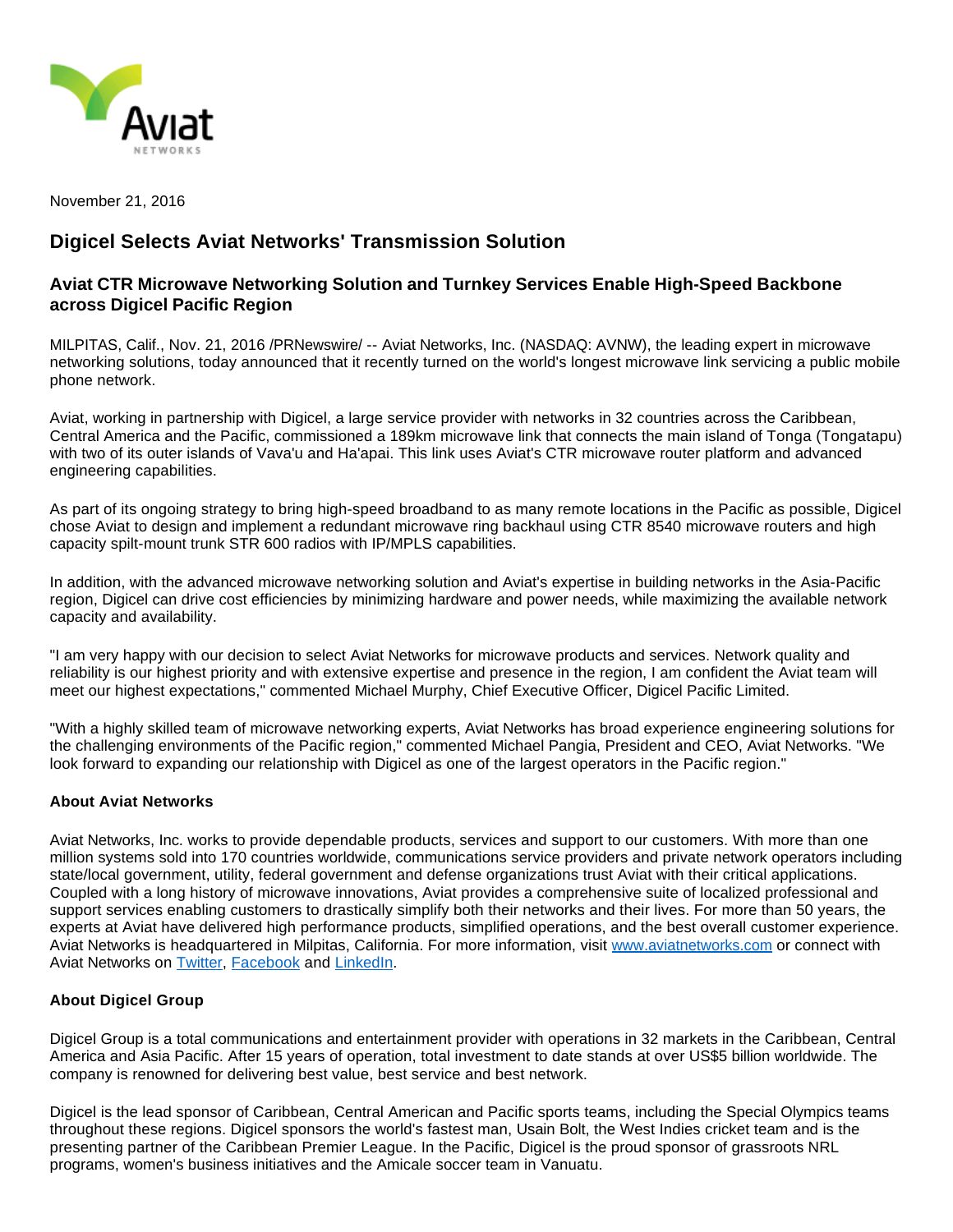November 21, 2016

# Digicel Selects Aviat Networks' Transmission Solution

## Aviat CTR Microwave Networking Solution and Turnkey Services Enable High-Speed Backbone across Digicel Pacific Region

MILPITAS, Calif., Nov. 21, 2016 /PRNewswire/ -- Aviat Networks, Inc. (NASDAQ: AVNW), the leading expert in microwave networking solutions, today announced that it recently turned on the world's longest microwave link servicing a public mobile phone network.

Aviat, working in partnership with Digicel, a large service provider with networks in 32 countries across the Caribbean, Central America and the Pacific, commissioned a 189km microwave link that connects the main island of Tonga (Tongatapu) with two of its outer islands of Vava'u and Ha'apai. This link uses Aviat's CTR microwave router platform and advanced engineering capabilities.

As part of its ongoing strategy to bring high-speed broadband to as many remote locations in the Pacific as possible, Digicel chose Aviat to design and implement a redundant microwave ring backhaul using CTR 8540 microwave routers and high capacity spilt-mount trunk STR 600 radios with IP/MPLS capabilities.

In addition, with the advanced microwave networking solution and Aviat's expertise in building networks in the Asia-Pacific region, Digicel can drive cost efficiencies by minimizing hardware and power needs, while maximizing the available network capacity and availability.

"I am very happy with our decision to select Aviat Networks for microwave products and services. Network quality and reliability is our highest priority and with extensive expertise and presence in the region, I am confident the Aviat team will meet our highest expectations," commented Michael Murphy, Chief Executive Officer, Digicel Pacific Limited.

"With a highly skilled team of microwave networking experts, Aviat Networks has broad experience engineering solutions for the challenging environments of the Pacific region," commented Michael Pangia, President and CEO, Aviat Networks. "We look forward to expanding our relationship with Digicel as one of the largest operators in the Pacific region."

**About Aviat Networks**

Aviat Networks, Inc. works to provide dependable products, services and support to our customers. With more than one million systems sold into 170 countries worldwide, communications service providers and private network operators including state/local government, utility, federal government and defense organizations trust Aviat with their critical applications. Coupled with a long history of microwave innovations, Aviat provides a comprehensive suite of localized professional and support services enabling customers to drastically simplify both their networks and their lives. For more than 50 years, the experts at Aviat have delivered high performance products, simplified operations, and the best overall customer experience. Aviat Networks is headquartered in Milpitas, California. For more information, visit www.aviatnetworks.com or connect with Aviat Networks on Twitter, Facebook and LinkedIn.

**About Digicel Group**

Digicel Group is a total communications and entertainment provider with operations in 32 markets in the Caribbean, Central America and Asia Pacific. After 15 years of operation, total investment to date stands at over US$5 billion worldwide. The company is renowned for delivering best value, best service and best network.

Digicel is the lead sponsor of Caribbean, Central American and Pacific sports teams, including the Special Olympics teams throughout these regions. Digicel sponsors the world's fastest man, Usain Bolt, the West Indies cricket team and is the presenting partner of the Caribbean Premier League. In the Pacific, Digicel is the proud sponsor of grassroots NRL programs, women's business initiatives and the Amicale soccer team in Vanuatu.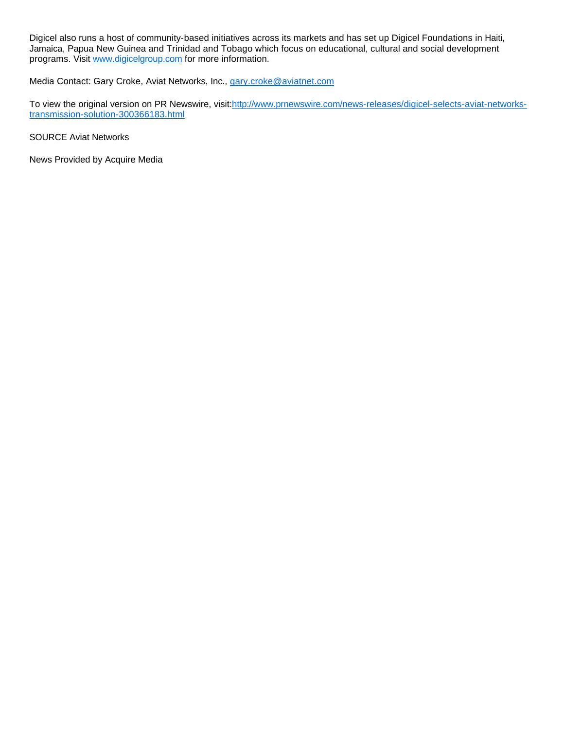Digicel also runs a host of community-based initiatives across its markets and has set up Digicel Foundations in Haiti, Jamaica, Papua New Guinea and Trinidad and Tobago which focus on educational, cultural and social development programs. Visit [www.digicelgroup.com](http://www.digicelgroup.com) for more information.

Media Contact: Gary Croke, Aviat Networks, Inc., [gary.croke@aviatnet.com](mailto:gary.croke@aviatnet.com)

To view the original version on PR Newswire, visit:[http://www.prnewswire.com/news-releases/digicel-selects-aviat-networks-transmission-solution-300366183.html](http://www.prnewswire.com/news-releases/digicel-selects-aviat-networks-transmission-solution-300366183.html)

SOURCE Aviat Networks

News Provided by Acquire Media